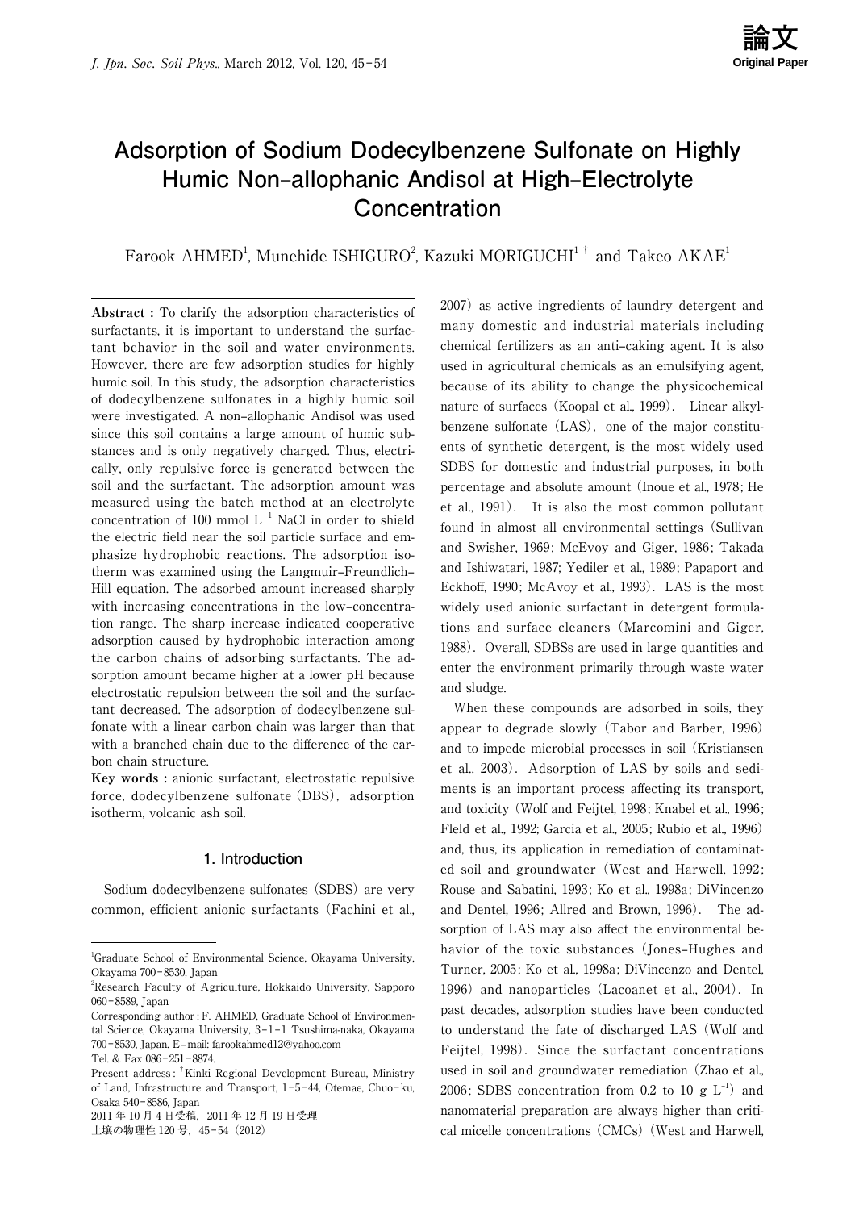論文
Original Paper

# Adsorption of Sodium Dodecylbenzene Sulfonate on Highly Humic Non-allophanic Andisol at High-Electrolyte Concentration

Farook AHMED[1], Munehide ISHIGURO[2], Kazuki MORIGUCHI[1†] and Takeo AKAE[1]

**Abstract :** To clarify the adsorption characteristics of surfactants, it is important to understand the surfactant behavior in the soil and water environments. However, there are few adsorption studies for highly humic soil. In this study, the adsorption characteristics of dodecylbenzene sulfonates in a highly humic soil were investigated. A non-allophanic Andisol was used since this soil contains a large amount of humic substances and is only negatively charged. Thus, electrically, only repulsive force is generated between the soil and the surfactant. The adsorption amount was measured using the batch method at an electrolyte concentration of 100 mmol $L^{-1}$ NaCl in order to shield the electric field near the soil particle surface and emphasize hydrophobic reactions. The adsorption isotherm was examined using the Langmuir–Freundlich–Hill equation. The adsorbed amount increased sharply with increasing concentrations in the low-concentration range. The sharp increase indicated cooperative adsorption caused by hydrophobic interaction among the carbon chains of adsorbing surfactants. The adsorption amount became higher at a lower pH because electrostatic repulsion between the soil and the surfactant decreased. The adsorption of dodecylbenzene sulfonate with a linear carbon chain was larger than that with a branched chain due to the difference of the carbon chain structure.

**Key words :** anionic surfactant, electrostatic repulsive force, dodecylbenzene sulfonate (DBS), adsorption isotherm, volcanic ash soil.

## 1. Introduction

Sodium dodecylbenzene sulfonates (SDBS) are very common, efficient anionic surfactants (Fachini et al., 2007) as active ingredients of laundry detergent and many domestic and industrial materials including chemical fertilizers as an anti-caking agent. It is also used in agricultural chemicals as an emulsifying agent, because of its ability to change the physicochemical nature of surfaces (Koopal et al., 1999). Linear alkylbenzene sulfonate (LAS), one of the major constituents of synthetic detergent, is the most widely used SDBS for domestic and industrial purposes, in both percentage and absolute amount (Inoue et al., 1978; He et al., 1991). It is also the most common pollutant found in almost all environmental settings (Sullivan and Swisher, 1969; McEvoy and Giger, 1986; Takada and Ishiwatari, 1987; Yediler et al., 1989; Papaport and Eckhoff, 1990; McAvoy et al., 1993). LAS is the most widely used anionic surfactant in detergent formulations and surface cleaners (Marcomini and Giger, 1988). Overall, SDBSs are used in large quantities and enter the environment primarily through waste water and sludge.

When these compounds are adsorbed in soils, they appear to degrade slowly (Tabor and Barber, 1996) and to impede microbial processes in soil (Kristiansen et al., 2003). Adsorption of LAS by soils and sediments is an important process affecting its transport, and toxicity (Wolf and Feijtel, 1998; Knabel et al., 1996; Fleld et al., 1992; Garcia et al., 2005; Rubio et al., 1996) and, thus, its application in remediation of contaminated soil and groundwater (West and Harwell, 1992; Rouse and Sabatini, 1993; Ko et al., 1998a; DiVincenzo and Dentel, 1996; Allred and Brown, 1996). The adsorption of LAS may also affect the environmental behavior of the toxic substances (Jones-Hughes and Turner, 2005; Ko et al., 1998a; DiVincenzo and Dentel, 1996) and nanoparticles (Lacoanet et al., 2004). In past decades, adsorption studies have been conducted to understand the fate of discharged LAS (Wolf and Feijtel, 1998). Since the surfactant concentrations used in soil and groundwater remediation (Zhao et al., 2006; SDBS concentration from 0.2 to 10 g $L^{-1}$) and nanomaterial preparation are always higher than critical micelle concentrations (CMCs) (West and Harwell,

---

[1]Graduate School of Environmental Science, Okayama University, Okayama 700-8530, Japan

[2]Research Faculty of Agriculture, Hokkaido University, Sapporo 060-8589, Japan

Corresponding author : F. AHMED, Graduate School of Environmental Science, Okayama University, 3-1-1 Tsushima-naka, Okayama 700-8530, Japan. E-mail: farookahmed12@yahoo.com

Tel. & Fax 086-251-8874.

Present address : †Kinki Regional Development Bureau, Ministry of Land, Infrastructure and Transport, 1-5-44, Otemae, Chuo-ku, Osaka 540-8586, Japan

2011 年 10 月 4 日受稿，2011 年 12 月 19 日受理

土壌の物理性 120 号，45-54（2012）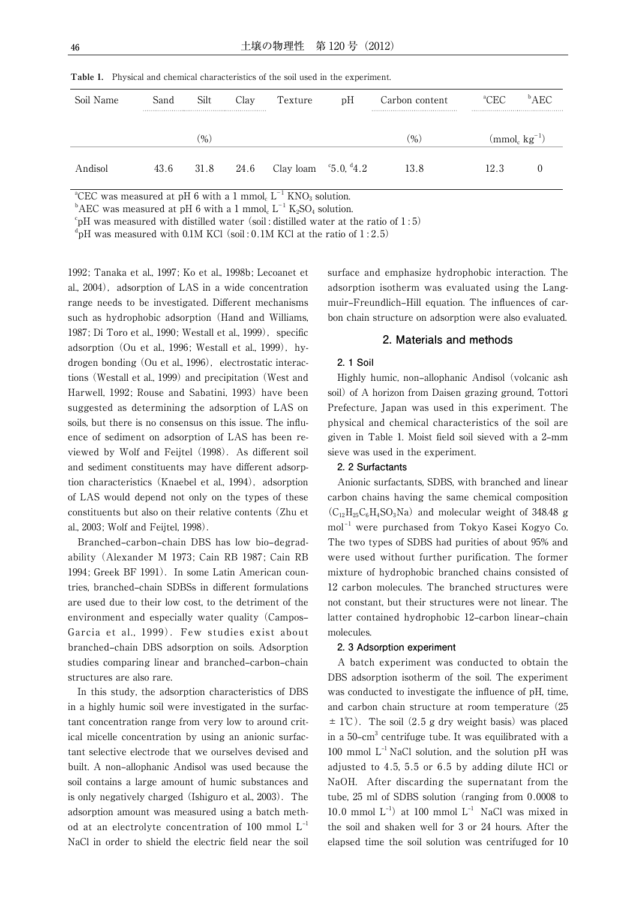**Table 1.** Physical and chemical characteristics of the soil used in the experiment.

| Soil Name | Sand | Silt | Clay | Texture | pH | Carbon content | [a]CEC | [b]AEC |
|---|---|---|---|---|---|---|---|---|
| | | (%) | | | | (%) | ($mmol_c\ kg^{-1}$) | |
| Andisol | 43.6 | 31.8 | 24.6 | Clay loam | [c]5.0, [d]4.2 | 13.8 | 12.3 | 0 |

[a]CEC was measured at pH 6 with a 1 $mmol_c\ L^{-1}$ $KNO_3$ solution.
[b]AEC was measured at pH 6 with a 1 $mmol_c\ L^{-1}$ $K_2SO_4$ solution.
[c]pH was measured with distilled water (soil : distilled water at the ratio of 1 : 5)
[d]pH was measured with 0.1M KCl (soil : 0.1M KCl at the ratio of 1 : 2.5)

1992; Tanaka et al., 1997; Ko et al., 1998b; Lecoanet et al., 2004), adsorption of LAS in a wide concentration range needs to be investigated. Different mechanisms such as hydrophobic adsorption (Hand and Williams, 1987; Di Toro et al., 1990; Westall et al., 1999), specific adsorption (Ou et al., 1996; Westall et al., 1999), hydrogen bonding (Ou et al., 1996), electrostatic interactions (Westall et al., 1999) and precipitation (West and Harwell, 1992; Rouse and Sabatini, 1993) have been suggested as determining the adsorption of LAS on soils, but there is no consensus on this issue. The influence of sediment on adsorption of LAS has been reviewed by Wolf and Feijtel (1998). As different soil and sediment constituents may have different adsorption characteristics (Knaebel et al., 1994), adsorption of LAS would depend not only on the types of these constituents but also on their relative contents (Zhu et al., 2003; Wolf and Feijtel, 1998).

Branched-carbon-chain DBS has low bio-degradability (Alexander M 1973; Cain RB 1987; Cain RB 1994; Greek BF 1991). In some Latin American countries, branched-chain SDBSs in different formulations are used due to their low cost, to the detriment of the environment and especially water quality (Campos-Garcia et al., 1999). Few studies exist about branched-chain DBS adsorption on soils. Adsorption studies comparing linear and branched-carbon-chain structures are also rare.

In this study, the adsorption characteristics of DBS in a highly humic soil were investigated in the surfactant concentration range from very low to around critical micelle concentration by using an anionic surfactant selective electrode that we ourselves devised and built. A non-allophanic Andisol was used because the soil contains a large amount of humic substances and is only negatively charged (Ishiguro et al., 2003). The adsorption amount was measured using a batch method at an electrolyte concentration of 100 mmol $L^{-1}$ NaCl in order to shield the electric field near the soil surface and emphasize hydrophobic interaction. The adsorption isotherm was evaluated using the Langmuir-Freundlich-Hill equation. The influences of carbon chain structure on adsorption were also evaluated.

## 2. Materials and methods

### 2. 1 Soil

Highly humic, non-allophanic Andisol (volcanic ash soil) of A horizon from Daisen grazing ground, Tottori Prefecture, Japan was used in this experiment. The physical and chemical characteristics of the soil are given in Table 1. Moist field soil sieved with a 2-mm sieve was used in the experiment.

### 2. 2 Surfactants

Anionic surfactants, SDBS, with branched and linear carbon chains having the same chemical composition ($C_{12}H_{25}C_6H_4SO_3Na$) and molecular weight of 348.48 g $mol^{-1}$ were purchased from Tokyo Kasei Kogyo Co. The two types of SDBS had purities of about 95% and were used without further purification. The former mixture of hydrophobic branched chains consisted of 12 carbon molecules. The branched structures were not constant, but their structures were not linear. The latter contained hydrophobic 12-carbon linear-chain molecules.

### 2. 3 Adsorption experiment

A batch experiment was conducted to obtain the DBS adsorption isotherm of the soil. The experiment was conducted to investigate the influence of pH, time, and carbon chain structure at room temperature (25 ± 1℃). The soil (2.5 g dry weight basis) was placed in a 50-$cm^3$ centrifuge tube. It was equilibrated with a 100 mmol $L^{-1}$ NaCl solution, and the solution pH was adjusted to 4.5, 5.5 or 6.5 by adding dilute HCl or NaOH. After discarding the supernatant from the tube, 25 ml of SDBS solution (ranging from 0.0008 to 10.0 mmol $L^{-1}$) at 100 mmol $L^{-1}$ NaCl was mixed in the soil and shaken well for 3 or 24 hours. After the elapsed time the soil solution was centrifuged for 10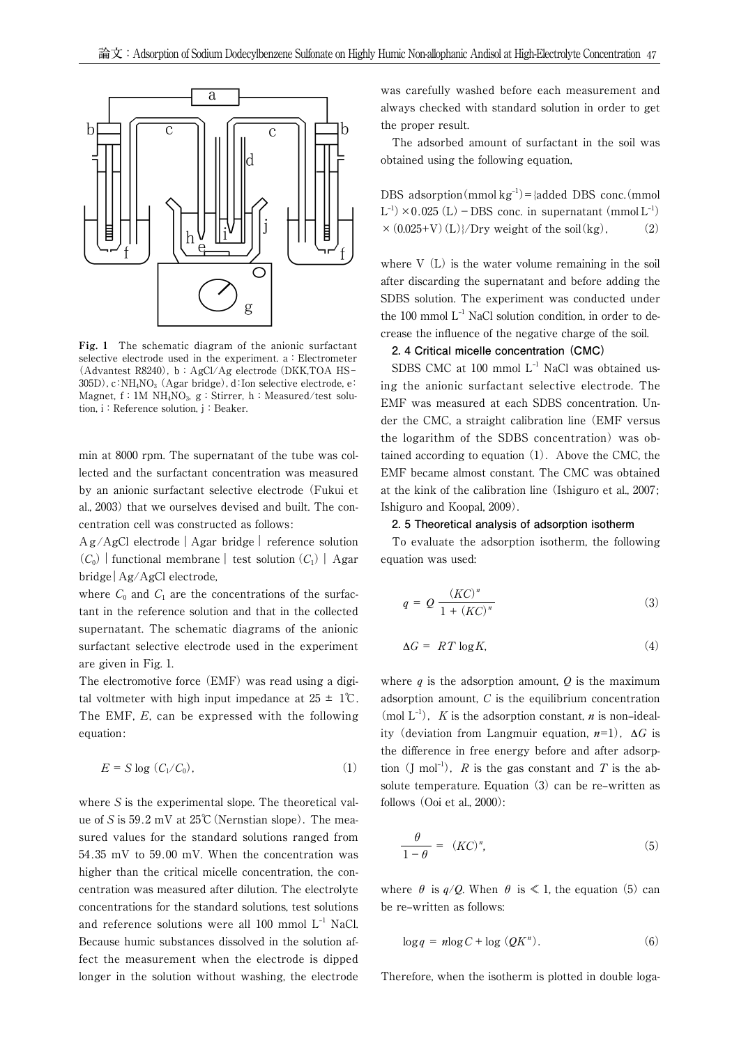Fig. 1 The schematic diagram of the anionic surfactant selective electrode used in the experiment. a : Electrometer (Advantest R8240), b : AgCl/Ag electrode (DKK,TOA HS-305D), c : $NH_4NO_3$ (Agar bridge), d : Ion selective electrode, e : Magnet, f : 1M $NH_4NO_3$, g : Stirrer, h : Measured/test solution, i : Reference solution, j : Beaker.

min at 8000 rpm. The supernatant of the tube was collected and the surfactant concentration was measured by an anionic surfactant selective electrode (Fukui et al., 2003) that we ourselves devised and built. The concentration cell was constructed as follows:

Ag/AgCl electrode | Agar bridge | reference solution ($C_0$) | functional membrane | test solution ($C_1$) | Agar bridge | Ag/AgCl electrode,

where $C_0$ and $C_1$ are the concentrations of the surfactant in the reference solution and that in the collected supernatant. The schematic diagrams of the anionic surfactant selective electrode used in the experiment are given in Fig. 1.

The electromotive force (EMF) was read using a digital voltmeter with high input impedance at 25 ± 1℃. The EMF, $E$, can be expressed with the following equation:

$$E = S \log (C_1/C_0), \tag{1}$$

where $S$ is the experimental slope. The theoretical value of $S$ is 59.2 mV at 25℃ (Nernstian slope). The measured values for the standard solutions ranged from 54.35 mV to 59.00 mV. When the concentration was higher than the critical micelle concentration, the concentration was measured after dilution. The electrolyte concentrations for the standard solutions, test solutions and reference solutions were all 100 mmol $L^{-1}$ NaCl. Because humic substances dissolved in the solution affect the measurement when the electrode is dipped longer in the solution without washing, the electrode was carefully washed before each measurement and always checked with standard solution in order to get the proper result.

The adsorbed amount of surfactant in the soil was obtained using the following equation,

DBS adsorption(mmol $kg^{-1}$) = {added DBS conc.(mmol $L^{-1}$) × 0.025 (L) − DBS conc. in supernatant (mmol $L^{-1}$) × (0.025+V) (L)}/Dry weight of the soil(kg), (2)

where V (L) is the water volume remaining in the soil after discarding the supernatant and before adding the SDBS solution. The experiment was conducted under the 100 mmol $L^{-1}$ NaCl solution condition, in order to decrease the influence of the negative charge of the soil.

### 2.4 Critical micelle concentration (CMC)

SDBS CMC at 100 mmol $L^{-1}$ NaCl was obtained using the anionic surfactant selective electrode. The EMF was measured at each SDBS concentration. Under the CMC, a straight calibration line (EMF versus the logarithm of the SDBS concentration) was obtained according to equation (1). Above the CMC, the EMF became almost constant. The CMC was obtained at the kink of the calibration line (Ishiguro et al., 2007; Ishiguro and Koopal, 2009).

### 2.5 Theoretical analysis of adsorption isotherm

To evaluate the adsorption isotherm, the following equation was used:

$$q = Q \frac{(KC)^n}{1 + (KC)^n} \tag{3}$$

$$\Delta G = RT \log K, \tag{4}$$

where $q$ is the adsorption amount, $Q$ is the maximum adsorption amount, $C$ is the equilibrium concentration (mol $L^{-1}$), $K$ is the adsorption constant, $n$ is non-ideality (deviation from Langmuir equation, $n$=1), $\Delta G$ is the difference in free energy before and after adsorption (J $mol^{-1}$), $R$ is the gas constant and $T$ is the absolute temperature. Equation (3) can be re-written as follows (Ooi et al., 2000):

$$\frac{\theta}{1-\theta} = (KC)^n, \tag{5}$$

where $\theta$ is $q/Q$. When $\theta$ is ≪ 1, the equation (5) can be re-written as follows:

$$\log q = n \log C + \log (QK^n). \tag{6}$$

Therefore, when the isotherm is plotted in double loga-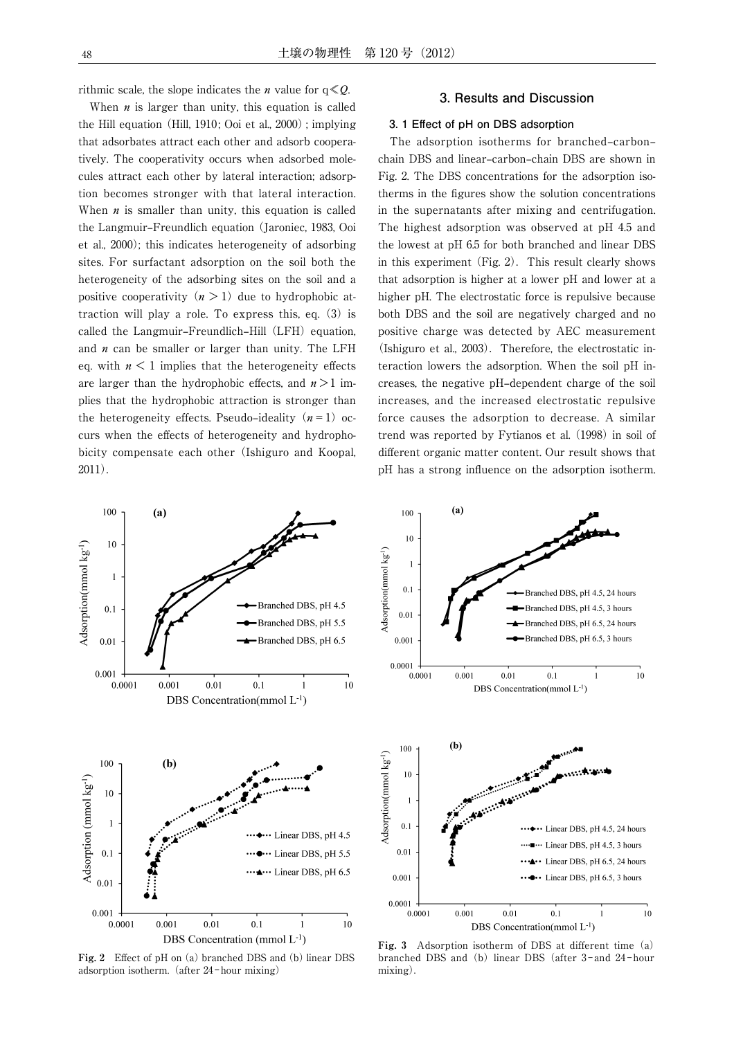rithmic scale, the slope indicates the $n$ value for $q \ll Q$.

When $n$ is larger than unity, this equation is called the Hill equation (Hill, 1910; Ooi et al., 2000); implying that adsorbates attract each other and adsorb cooperatively. The cooperativity occurs when adsorbed molecules attract each other by lateral interaction; adsorption becomes stronger with that lateral interaction. When $n$ is smaller than unity, this equation is called the Langmuir–Freundlich equation (Jaroniec, 1983, Ooi et al., 2000); this indicates heterogeneity of adsorbing sites. For surfactant adsorption on the soil both the heterogeneity of the adsorbing sites on the soil and a positive cooperativity ($n > 1$) due to hydrophobic attraction will play a role. To express this, eq. (3) is called the Langmuir–Freundlich–Hill (LFH) equation, and $n$ can be smaller or larger than unity. The LFH eq. with $n < 1$ implies that the heterogeneity effects are larger than the hydrophobic effects, and $n > 1$ implies that the hydrophobic attraction is stronger than the heterogeneity effects. Pseudo–ideality ($n = 1$) occurs when the effects of heterogeneity and hydrophobicity compensate each other (Ishiguro and Koopal, 2011).

## 3. Results and Discussion

### 3. 1 Effect of pH on DBS adsorption

The adsorption isotherms for branched–carbon–chain DBS and linear–carbon–chain DBS are shown in Fig. 2. The DBS concentrations for the adsorption isotherms in the figures show the solution concentrations in the supernatants after mixing and centrifugation. The highest adsorption was observed at pH 4.5 and the lowest at pH 6.5 for both branched and linear DBS in this experiment (Fig. 2). This result clearly shows that adsorption is higher at a lower pH and lower at a higher pH. The electrostatic force is repulsive because both DBS and the soil are negatively charged and no positive charge was detected by AEC measurement (Ishiguro et al., 2003). Therefore, the electrostatic interaction lowers the adsorption. When the soil pH increases, the negative pH–dependent charge of the soil increases, and the increased electrostatic repulsive force causes the adsorption to decrease. A similar trend was reported by Fytianos et al. (1998) in soil of different organic matter content. Our result shows that pH has a strong influence on the adsorption isotherm.

**Fig. 2** Effect of pH on (a) branched DBS and (b) linear DBS adsorption isotherm. (after 24–hour mixing)

**Fig. 3** Adsorption isotherm of DBS at different time (a) branched DBS and (b) linear DBS (after 3–and 24–hour mixing).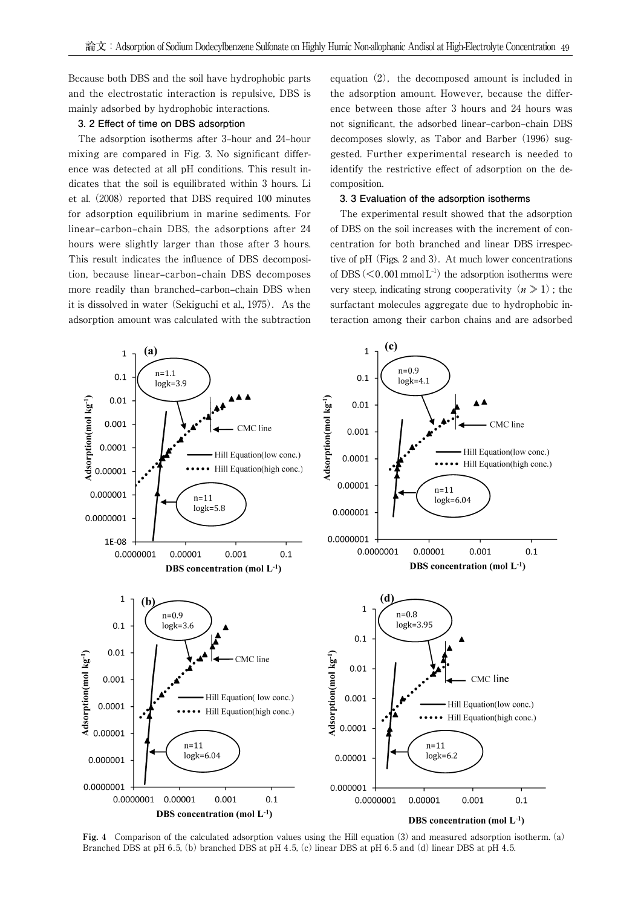Because both DBS and the soil have hydrophobic parts and the electrostatic interaction is repulsive, DBS is mainly adsorbed by hydrophobic interactions.

### 3. 2 Effect of time on DBS adsorption

The adsorption isotherms after 3-hour and 24-hour mixing are compared in Fig. 3. No significant difference was detected at all pH conditions. This result indicates that the soil is equilibrated within 3 hours. Li et al. (2008) reported that DBS required 100 minutes for adsorption equilibrium in marine sediments. For linear-carbon-chain DBS, the adsorptions after 24 hours were slightly larger than those after 3 hours. This result indicates the influence of DBS decomposition, because linear-carbon-chain DBS decomposes more readily than branched-carbon-chain DBS when it is dissolved in water (Sekiguchi et al., 1975). As the adsorption amount was calculated with the subtraction equation (2), the decomposed amount is included in the adsorption amount. However, because the difference between those after 3 hours and 24 hours was not significant, the adsorbed linear-carbon-chain DBS decomposes slowly, as Tabor and Barber (1996) suggested. Further experimental research is needed to identify the restrictive effect of adsorption on the decomposition.

### 3. 3 Evaluation of the adsorption isotherms

The experimental result showed that the adsorption of DBS on the soil increases with the increment of concentration for both branched and linear DBS irrespective of pH (Figs. 2 and 3). At much lower concentrations of DBS ($<0.001\,\mathrm{mmol\,L^{-1}}$) the adsorption isotherms were very steep, indicating strong cooperativity ($n \gg 1$); the surfactant molecules aggregate due to hydrophobic interaction among their carbon chains and are adsorbed

**Fig. 4** Comparison of the calculated adsorption values using the Hill equation (3) and measured adsorption isotherm. (a) Branched DBS at pH 6.5, (b) branched DBS at pH 4.5, (c) linear DBS at pH 6.5 and (d) linear DBS at pH 4.5.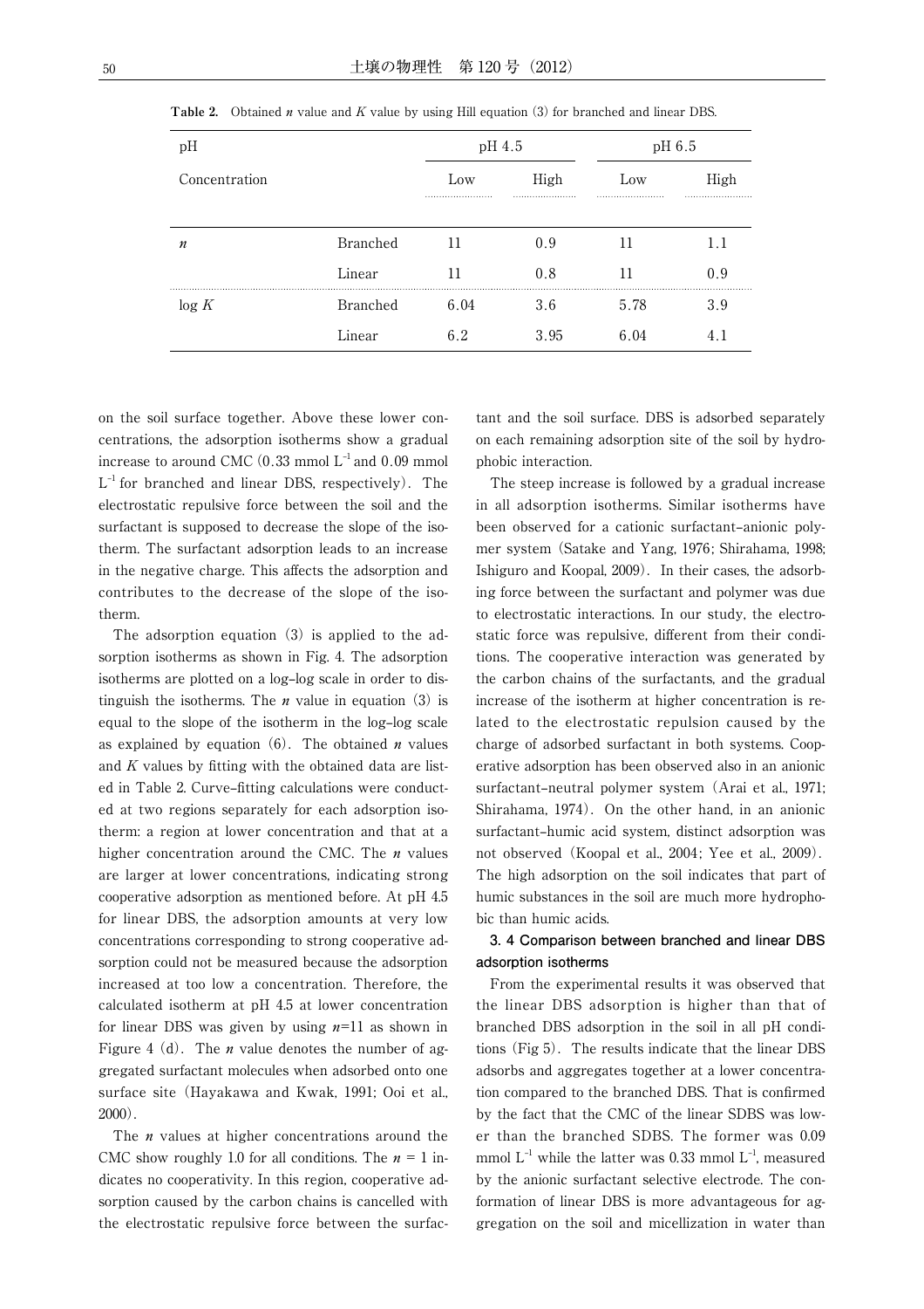**Table 2.** Obtained $n$ value and $K$ value by using Hill equation (3) for branched and linear DBS.

| pH | | pH 4.5 | | pH 6.5 | |
|---|---|---|---|---|---|
| Concentration | | Low | High | Low | High |
| $n$ | Branched | 11 | 0.9 | 11 | 1.1 |
| | Linear | 11 | 0.8 | 11 | 0.9 |
| $\log K$ | Branched | 6.04 | 3.6 | 5.78 | 3.9 |
| | Linear | 6.2 | 3.95 | 6.04 | 4.1 |

on the soil surface together. Above these lower concentrations, the adsorption isotherms show a gradual increase to around CMC (0.33 mmol $L^{-1}$ and 0.09 mmol $L^{-1}$ for branched and linear DBS, respectively). The electrostatic repulsive force between the soil and the surfactant is supposed to decrease the slope of the isotherm. The surfactant adsorption leads to an increase in the negative charge. This affects the adsorption and contributes to the decrease of the slope of the isotherm.

The adsorption equation (3) is applied to the adsorption isotherms as shown in Fig. 4. The adsorption isotherms are plotted on a log–log scale in order to distinguish the isotherms. The $n$ value in equation (3) is equal to the slope of the isotherm in the log–log scale as explained by equation (6). The obtained $n$ values and $K$ values by fitting with the obtained data are listed in Table 2. Curve-fitting calculations were conducted at two regions separately for each adsorption isotherm: a region at lower concentration and that at a higher concentration around the CMC. The $n$ values are larger at lower concentrations, indicating strong cooperative adsorption as mentioned before. At pH 4.5 for linear DBS, the adsorption amounts at very low concentrations corresponding to strong cooperative adsorption could not be measured because the adsorption increased at too low a concentration. Therefore, the calculated isotherm at pH 4.5 at lower concentration for linear DBS was given by using $n$=11 as shown in Figure 4 (d). The $n$ value denotes the number of aggregated surfactant molecules when adsorbed onto one surface site (Hayakawa and Kwak, 1991; Ooi et al., 2000).

The $n$ values at higher concentrations around the CMC show roughly 1.0 for all conditions. The $n = 1$ indicates no cooperativity. In this region, cooperative adsorption caused by the carbon chains is cancelled with the electrostatic repulsive force between the surfactant and the soil surface. DBS is adsorbed separately on each remaining adsorption site of the soil by hydrophobic interaction.

The steep increase is followed by a gradual increase in all adsorption isotherms. Similar isotherms have been observed for a cationic surfactant–anionic polymer system (Satake and Yang, 1976; Shirahama, 1998; Ishiguro and Koopal, 2009). In their cases, the adsorbing force between the surfactant and polymer was due to electrostatic interactions. In our study, the electrostatic force was repulsive, different from their conditions. The cooperative interaction was generated by the carbon chains of the surfactants, and the gradual increase of the isotherm at higher concentration is related to the electrostatic repulsion caused by the charge of adsorbed surfactant in both systems. Cooperative adsorption has been observed also in an anionic surfactant–neutral polymer system (Arai et al., 1971; Shirahama, 1974). On the other hand, in an anionic surfactant–humic acid system, distinct adsorption was not observed (Koopal et al., 2004; Yee et al., 2009). The high adsorption on the soil indicates that part of humic substances in the soil are much more hydrophobic than humic acids.

### 3. 4 Comparison between branched and linear DBS adsorption isotherms

From the experimental results it was observed that the linear DBS adsorption is higher than that of branched DBS adsorption in the soil in all pH conditions (Fig 5). The results indicate that the linear DBS adsorbs and aggregates together at a lower concentration compared to the branched DBS. That is confirmed by the fact that the CMC of the linear SDBS was lower than the branched SDBS. The former was 0.09 mmol $L^{-1}$ while the latter was 0.33 mmol $L^{-1}$, measured by the anionic surfactant selective electrode. The conformation of linear DBS is more advantageous for aggregation on the soil and micellization in water than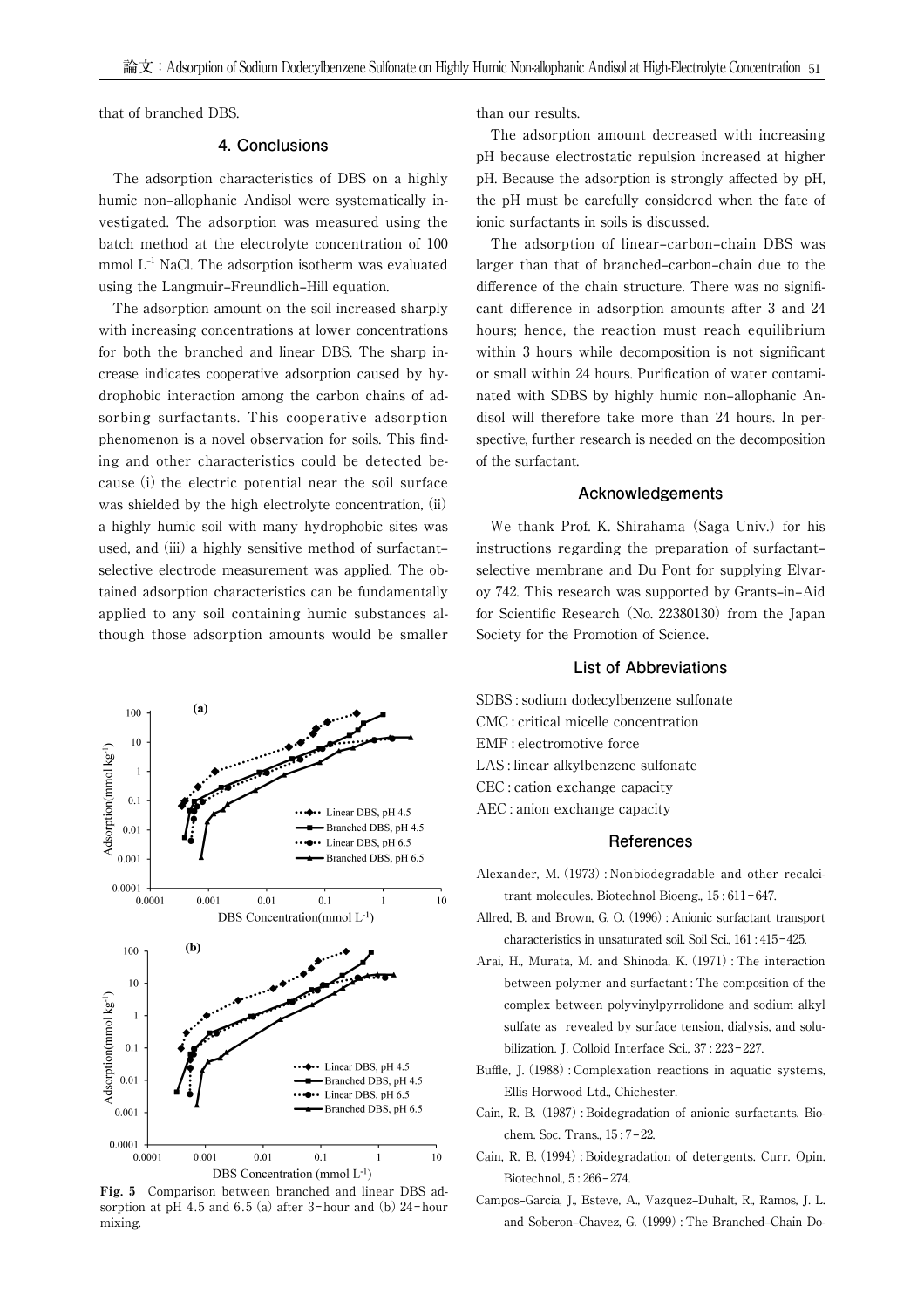that of branched DBS.

## 4. Conclusions

The adsorption characteristics of DBS on a highly humic non-allophanic Andisol were systematically investigated. The adsorption was measured using the batch method at the electrolyte concentration of 100 mmol $L^{-1}$ NaCl. The adsorption isotherm was evaluated using the Langmuir-Freundlich-Hill equation.

The adsorption amount on the soil increased sharply with increasing concentrations at lower concentrations for both the branched and linear DBS. The sharp increase indicates cooperative adsorption caused by hydrophobic interaction among the carbon chains of adsorbing surfactants. This cooperative adsorption phenomenon is a novel observation for soils. This finding and other characteristics could be detected because (i) the electric potential near the soil surface was shielded by the high electrolyte concentration, (ii) a highly humic soil with many hydrophobic sites was used, and (iii) a highly sensitive method of surfactant-selective electrode measurement was applied. The obtained adsorption characteristics can be fundamentally applied to any soil containing humic substances although those adsorption amounts would be smaller than our results.

The adsorption amount decreased with increasing pH because electrostatic repulsion increased at higher pH. Because the adsorption is strongly affected by pH, the pH must be carefully considered when the fate of ionic surfactants in soils is discussed.

The adsorption of linear-carbon-chain DBS was larger than that of branched-carbon-chain due to the difference of the chain structure. There was no significant difference in adsorption amounts after 3 and 24 hours; hence, the reaction must reach equilibrium within 3 hours while decomposition is not significant or small within 24 hours. Purification of water contaminated with SDBS by highly humic non-allophanic Andisol will therefore take more than 24 hours. In perspective, further research is needed on the decomposition of the surfactant.

**Fig. 5** Comparison between branched and linear DBS adsorption at pH 4.5 and 6.5 (a) after 3-hour and (b) 24-hour mixing.

## Acknowledgements

We thank Prof. K. Shirahama (Saga Univ.) for his instructions regarding the preparation of surfactant-selective membrane and Du Pont for supplying Elvaroy 742. This research was supported by Grants-in-Aid for Scientific Research (No. 22380130) from the Japan Society for the Promotion of Science.

## List of Abbreviations

SDBS : sodium dodecylbenzene sulfonate
CMC : critical micelle concentration
EMF : electromotive force
LAS : linear alkylbenzene sulfonate
CEC : cation exchange capacity
AEC : anion exchange capacity

## References

Alexander, M. (1973) : Nonbiodegradable and other recalcitrant molecules. Biotechnol Bioeng., 15 : 611-647.

Allred, B. and Brown, G. O. (1996) : Anionic surfactant transport characteristics in unsaturated soil. Soil Sci., 161 : 415-425.

Arai, H., Murata, M. and Shinoda, K. (1971) : The interaction between polymer and surfactant : The composition of the complex between polyvinylpyrrolidone and sodium alkyl sulfate as revealed by surface tension, dialysis, and solubilization. J. Colloid Interface Sci., 37 : 223-227.

Buffle, J. (1988) : Complexation reactions in aquatic systems, Ellis Horwood Ltd., Chichester.

Cain, R. B. (1987) : Boidegradation of anionic surfactants. Biochem. Soc. Trans., 15 : 7-22.

Cain, R. B. (1994) : Boidegradation of detergents. Curr. Opin. Biotechnol., 5 : 266-274.

Campos-Garcia, J., Esteve, A., Vazquez-Duhalt, R., Ramos, J. L. and Soberon-Chavez, G. (1999) : The Branched-Chain Do-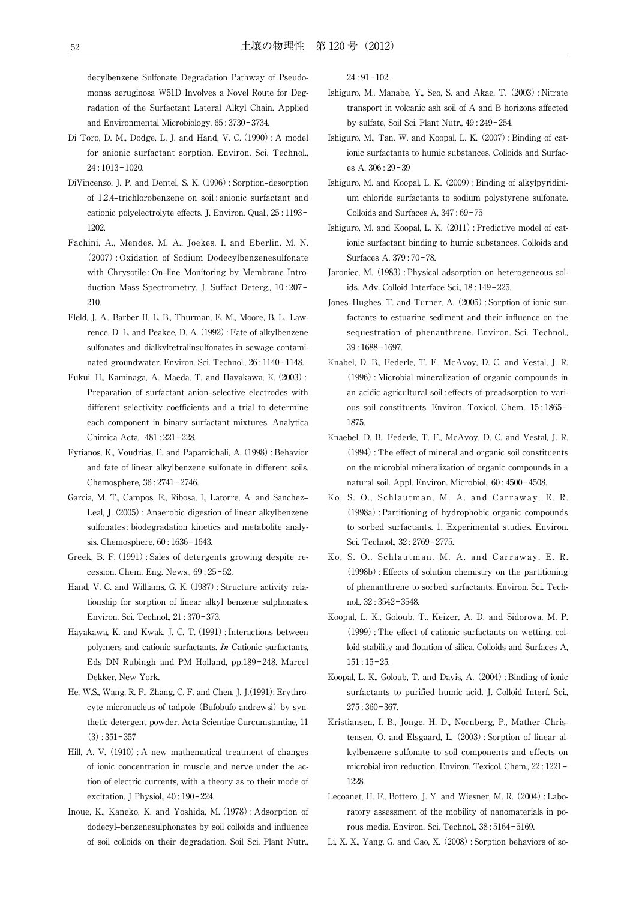decylbenzene Sulfonate Degradation Pathway of Pseudomonas aeruginosa W51D Involves a Novel Route for Degradation of the Surfactant Lateral Alkyl Chain. Applied and Environmental Microbiology, 65 : 3730-3734.

Di Toro, D. M., Dodge, L. J. and Hand, V. C. (1990) : A model for anionic surfactant sorption. Environ. Sci. Technol., 24 : 1013-1020.

DiVincenzo, J. P. and Dentel, S. K. (1996) : Sorption-desorption of 1,2,4-trichlorobenzene on soil : anionic surfactant and cationic polyelectrolyte effects. J. Environ. Qual., 25 : 1193-1202.

Fachini, A., Mendes, M. A., Joekes, I. and Eberlin, M. N. (2007) : Oxidation of Sodium Dodecylbenzenesulfonate with Chrysotile : On-line Monitoring by Membrane Introduction Mass Spectrometry. J. Suffact Deterg., 10 : 207-210.

Fleld, J. A., Barber II, L. B., Thurman, E. M., Moore, B. L., Lawrence, D. L. and Peakee, D. A. (1992) : Fate of alkylbenzene sulfonates and dialkyltetralinsulfonates in sewage contaminated groundwater. Environ. Sci. Technol., 26 : 1140-1148.

Fukui, H., Kaminaga, A., Maeda, T. and Hayakawa, K. (2003) : Preparation of surfactant anion-selective electrodes with different selectivity coefficients and a trial to determine each component in binary surfactant mixtures. Analytica Chimica Acta, 481 : 221-228.

Fytianos, K., Voudrias, E. and Papamichali, A. (1998) : Behavior and fate of linear alkylbenzene sulfonate in different soils. Chemosphere, 36 : 2741-2746.

Garcia, M. T., Campos, E., Ribosa, I., Latorre, A. and Sanchez-Leal, J. (2005) : Anaerobic digestion of linear alkylbenzene sulfonates : biodegradation kinetics and metabolite analysis. Chemosphere, 60 : 1636-1643.

Greek, B. F. (1991) : Sales of detergents growing despite recession. Chem. Eng. News., 69 : 25-52.

Hand, V. C. and Williams, G. K. (1987) : Structure activity relationship for sorption of linear alkyl benzene sulphonates. Environ. Sci. Technol., 21 : 370-373.

Hayakawa, K. and Kwak. J. C. T. (1991) : Interactions between polymers and cationic surfactants. *In* Cationic surfactants, Eds DN Rubingh and PM Holland, pp.189-248. Marcel Dekker, New York.

He, W.S., Wang, R. F., Zhang, C. F. and Chen, J. J.(1991): Erythrocyte micronucleus of tadpole (Bufobufo andrewsi) by synthetic detergent powder. Acta Scientiae Curcumstantiae, 11 (3) : 351-357

Hill, A. V. (1910) : A new mathematical treatment of changes of ionic concentration in muscle and nerve under the action of electric currents, with a theory as to their mode of excitation. J Physiol., 40 : 190-224.

Inoue, K., Kaneko, K. and Yoshida, M. (1978) : Adsorption of dodecyl-benzenesulphonates by soil colloids and influence of soil colloids on their degradation. Soil Sci. Plant Nutr., 24 : 91-102.

Ishiguro, M., Manabe, Y., Seo, S. and Akae, T. (2003) : Nitrate transport in volcanic ash soil of A and B horizons affected by sulfate, Soil Sci. Plant Nutr., 49 : 249-254.

Ishiguro, M., Tan, W. and Koopal, L. K. (2007) : Binding of cationic surfactants to humic substances. Colloids and Surfaces A, 306 : 29-39

Ishiguro, M. and Koopal, L. K. (2009) : Binding of alkylpyridinium chloride surfactants to sodium polystyrene sulfonate. Colloids and Surfaces A, 347 : 69-75

Ishiguro, M. and Koopal, L. K. (2011) : Predictive model of cationic surfactant binding to humic substances. Colloids and Surfaces A, 379 : 70-78.

Jaroniec, M. (1983) : Physical adsorption on heterogeneous solids. Adv. Colloid Interface Sci., 18 : 149-225.

Jones-Hughes, T. and Turner, A. (2005) : Sorption of ionic surfactants to estuarine sediment and their influence on the sequestration of phenanthrene. Environ. Sci. Technol., 39 : 1688-1697.

Knabel, D. B., Federle, T. F., McAvoy, D. C. and Vestal, J. R. (1996) : Microbial mineralization of organic compounds in an acidic agricultural soil : effects of preadsorption to various soil constituents. Environ. Toxicol. Chem., 15 : 1865-1875.

Knaebel, D. B., Federle, T. F., McAvoy, D. C. and Vestal, J. R. (1994) : The effect of mineral and organic soil constituents on the microbial mineralization of organic compounds in a natural soil. Appl. Environ. Microbiol., 60 : 4500-4508.

Ko, S. O., Schlautman, M. A. and Carraway, E. R. (1998a) : Partitioning of hydrophobic organic compounds to sorbed surfactants. 1. Experimental studies. Environ. Sci. Technol., 32 : 2769-2775.

Ko, S. O., Schlautman, M. A. and Carraway, E. R. (1998b) : Effects of solution chemistry on the partitioning of phenanthrene to sorbed surfactants. Environ. Sci. Technol., 32 : 3542-3548.

Koopal, L. K., Goloub, T., Keizer, A. D. and Sidorova, M. P. (1999) : The effect of cationic surfactants on wetting, colloid stability and flotation of silica. Colloids and Surfaces A, 151 : 15-25.

Koopal, L. K., Goloub, T. and Davis, A. (2004) : Binding of ionic surfactants to purified humic acid. J. Colloid Interf. Sci., 275 : 360-367.

Kristiansen, I. B., Jonge, H. D., Nornberg, P., Mather-Christensen, O. and Elsgaard, L. (2003) : Sorption of linear alkylbenzene sulfonate to soil components and effects on microbial iron reduction. Environ. Texicol. Chem., 22 : 1221-1228.

Lecoanet, H. F., Bottero, J. Y. and Wiesner, M. R. (2004) : Laboratory assessment of the mobility of nanomaterials in porous media. Environ. Sci. Technol., 38 : 5164-5169.

Li, X. X., Yang, G. and Cao, X. (2008) : Sorption behaviors of so-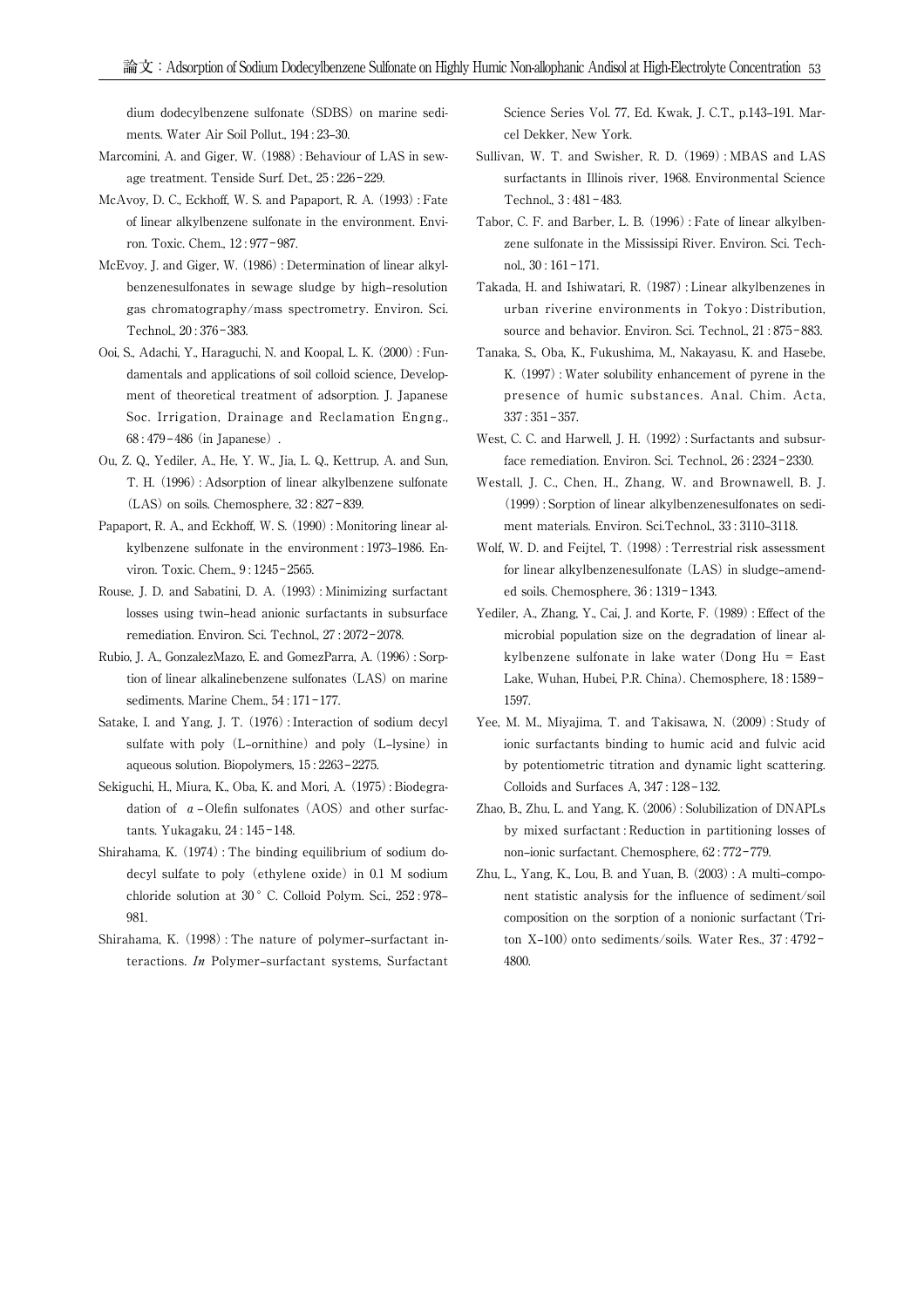dium dodecylbenzene sulfonate (SDBS) on marine sediments. Water Air Soil Pollut., 194 : 23–30.

Marcomini, A. and Giger, W. (1988) : Behaviour of LAS in sewage treatment. Tenside Surf. Det., 25 : 226 – 229.

McAvoy, D. C., Eckhoff, W. S. and Papaport, R. A. (1993) : Fate of linear alkylbenzene sulfonate in the environment. Environ. Toxic. Chem., 12 : 977 – 987.

McEvoy, J. and Giger, W. (1986) : Determination of linear alkylbenzenesulfonates in sewage sludge by high–resolution gas chromatography/mass spectrometry. Environ. Sci. Technol., 20 : 376 – 383.

Ooi, S., Adachi, Y., Haraguchi, N. and Koopal, L. K. (2000) : Fundamentals and applications of soil colloid science, Development of theoretical treatment of adsorption. J. Japanese Soc. Irrigation, Drainage and Reclamation Engng., 68 : 479 – 486 (in Japanese) .

Ou, Z. Q., Yediler, A., He, Y. W., Jia, L. Q., Kettrup, A. and Sun, T. H. (1996) : Adsorption of linear alkylbenzene sulfonate (LAS) on soils. Chemosphere, 32 : 827 – 839.

Papaport, R. A., and Eckhoff, W. S. (1990) : Monitoring linear alkylbenzene sulfonate in the environment : 1973–1986. Environ. Toxic. Chem., 9 : 1245 – 2565.

Rouse, J. D. and Sabatini, D. A. (1993) : Minimizing surfactant losses using twin–head anionic surfactants in subsurface remediation. Environ. Sci. Technol., 27 : 2072 – 2078.

Rubio, J. A., GonzalezMazo, E. and GomezParra, A. (1996) : Sorption of linear alkalinebenzene sulfonates (LAS) on marine sediments. Marine Chem., 54 : 171 – 177.

Satake, I. and Yang, J. T. (1976) : Interaction of sodium decyl sulfate with poly (L–ornithine) and poly (L–lysine) in aqueous solution. Biopolymers, 15 : 2263 – 2275.

Sekiguchi, H., Miura, K., Oba, K. and Mori, A. (1975) : Biodegradation of $\alpha$ –Olefin sulfonates (AOS) and other surfactants. Yukagaku, 24 : 145 – 148.

Shirahama, K. (1974) : The binding equilibrium of sodium dodecyl sulfate to poly (ethylene oxide) in 0.1 M sodium chloride solution at 30 ° C. Colloid Polym. Sci., 252 : 978–981.

Shirahama, K. (1998) : The nature of polymer–surfactant interactions. *In* Polymer–surfactant systems, Surfactant Science Series Vol. 77, Ed. Kwak, J. C.T., p.143–191. Marcel Dekker, New York.

Sullivan, W. T. and Swisher, R. D. (1969) : MBAS and LAS surfactants in Illinois river, 1968. Environmental Science Technol., 3 : 481 – 483.

Tabor, C. F. and Barber, L. B. (1996) : Fate of linear alkylbenzene sulfonate in the Mississipi River. Environ. Sci. Technol., 30 : 161 – 171.

Takada, H. and Ishiwatari, R. (1987) : Linear alkylbenzenes in urban riverine environments in Tokyo : Distribution, source and behavior. Environ. Sci. Technol., 21 : 875 – 883.

Tanaka, S., Oba, K., Fukushima, M., Nakayasu, K. and Hasebe, K. (1997) : Water solubility enhancement of pyrene in the presence of humic substances. Anal. Chim. Acta, 337 : 351 – 357.

West, C. C. and Harwell, J. H. (1992) : Surfactants and subsurface remediation. Environ. Sci. Technol., 26 : 2324 – 2330.

Westall, J. C., Chen, H., Zhang, W. and Brownawell, B. J. (1999) : Sorption of linear alkylbenzenesulfonates on sediment materials. Environ. Sci.Technol., 33 : 3110–3118.

Wolf, W. D. and Feijtel, T. (1998) : Terrestrial risk assessment for linear alkylbenzenesulfonate (LAS) in sludge–amended soils. Chemosphere, 36 : 1319 – 1343.

Yediler, A., Zhang, Y., Cai, J. and Korte, F. (1989) : Effect of the microbial population size on the degradation of linear alkylbenzene sulfonate in lake water (Dong Hu = East Lake, Wuhan, Hubei, P.R. China). Chemosphere, 18 : 1589 – 1597.

Yee, M. M., Miyajima, T. and Takisawa, N. (2009) : Study of ionic surfactants binding to humic acid and fulvic acid by potentiometric titration and dynamic light scattering. Colloids and Surfaces A, 347 : 128 – 132.

Zhao, B., Zhu, L. and Yang, K. (2006) : Solubilization of DNAPLs by mixed surfactant : Reduction in partitioning losses of non–ionic surfactant. Chemosphere, 62 : 772 – 779.

Zhu, L., Yang, K., Lou, B. and Yuan, B. (2003) : A multi–component statistic analysis for the influence of sediment/soil composition on the sorption of a nonionic surfactant (Triton X–100) onto sediments/soils. Water Res., 37 : 4792 – 4800.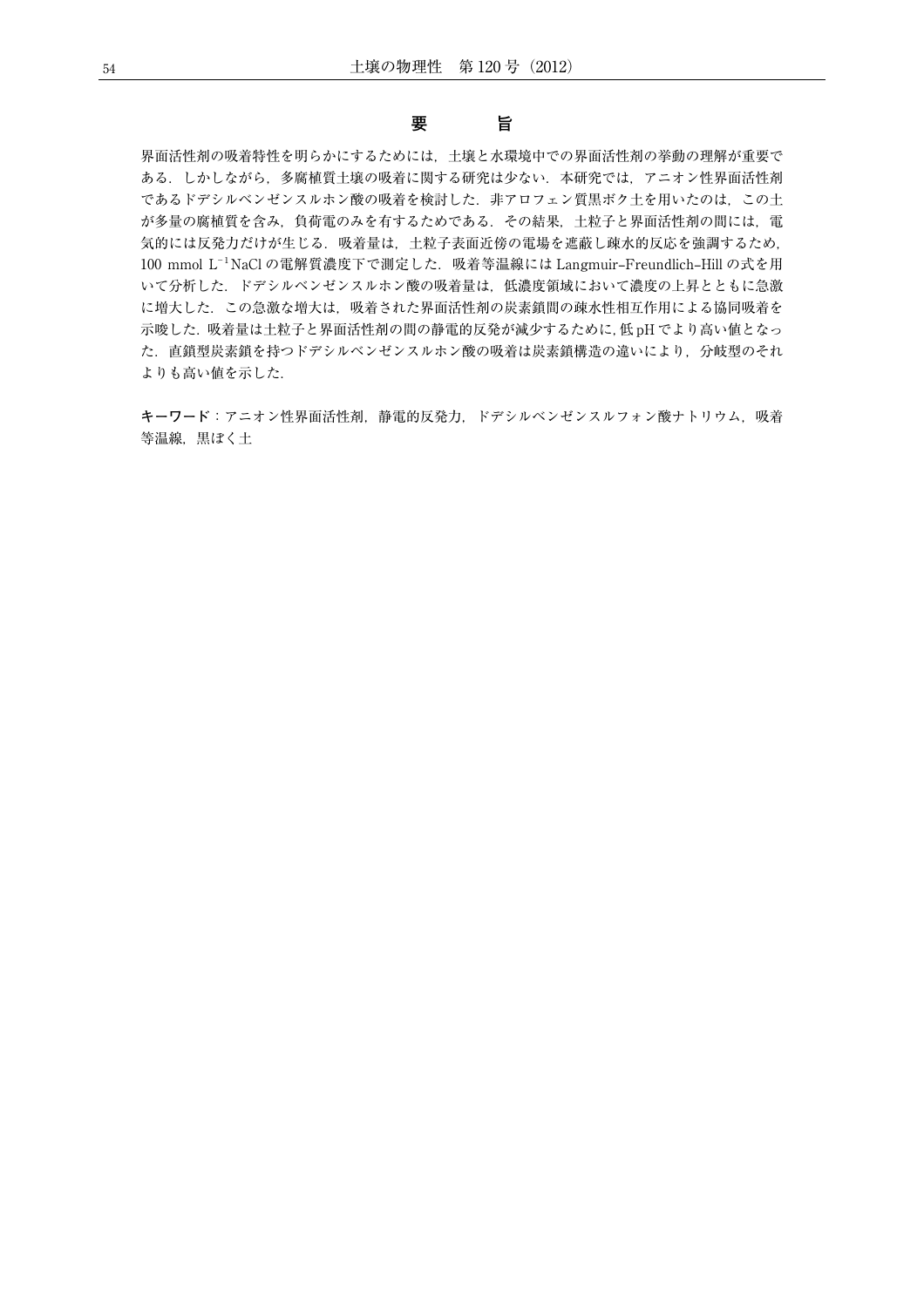## 要　　旨

界面活性剤の吸着特性を明らかにするためには，土壌と水環境中での界面活性剤の挙動の理解が重要である．しかしながら，多腐植質土壌の吸着に関する研究は少ない．本研究では，アニオン性界面活性剤であるドデシルベンゼンスルホン酸の吸着を検討した．非アロフェン質黒ボク土を用いたのは，この土が多量の腐植質を含み，負荷電のみを有するためである．その結果，土粒子と界面活性剤の間には，電気的には反発力だけが生じる．吸着量は，土粒子表面近傍の電場を遮蔽し疎水的反応を強調するため，100 mmol $L^{-1}$ NaCl の電解質濃度下で測定した．吸着等温線には Langmuir–Freundlich–Hill の式を用いて分析した．ドデシルベンゼンスルホン酸の吸着量は，低濃度領域において濃度の上昇とともに急激に増大した．この急激な増大は，吸着された界面活性剤の炭素鎖間の疎水性相互作用による協同吸着を示唆した．吸着量は土粒子と界面活性剤の間の静電的反発が減少するために，低 pH でより高い値となった．直鎖型炭素鎖を持つドデシルベンゼンスルホン酸の吸着は炭素鎖構造の違いにより，分岐型のそれよりも高い値を示した．

**キーワード**：アニオン性界面活性剤，静電的反発力，ドデシルベンゼンスルフォン酸ナトリウム，吸着等温線，黒ぼく土